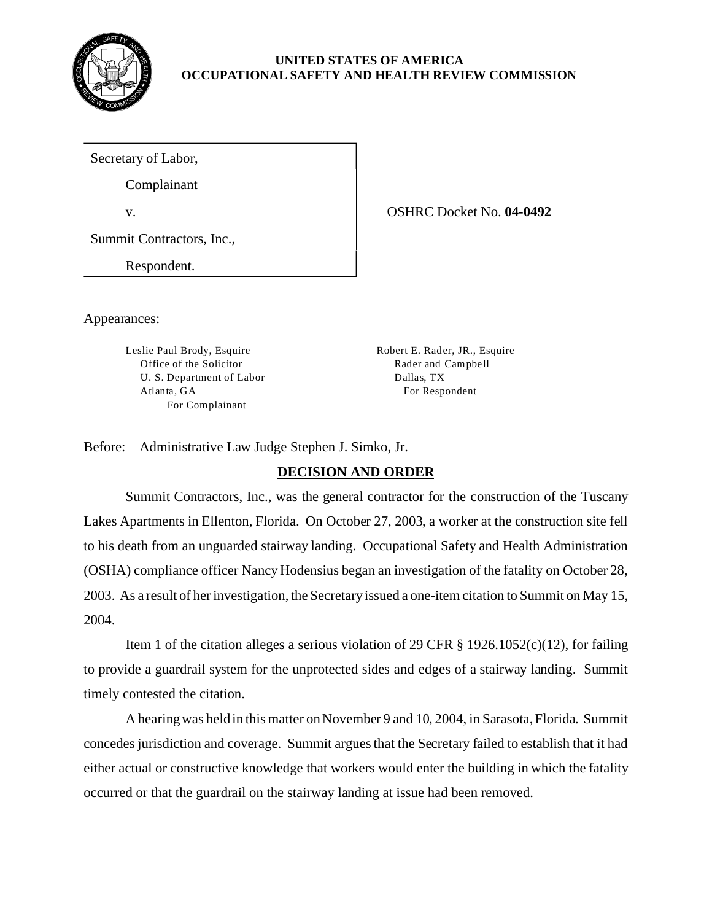**UNITED STATES OF AMERICA**
**OCCUPATIONAL SAFETY AND HEALTH REVIEW COMMISSION**

| | |
|---|---|
| Secretary of Law, Complainant | |
| v. | OSHRC Docket No. **04-0492** |
| Summit Contractors, Inc., Respondent. | |

Appearances:

Leslie Paul Brody, Esquire
Office of the Solicitor
U. S. Department of Labor
Atlanta, GA
For Complainant

Robert E. Rader, JR., Esquire
Rader and Campbell
Dallas, TX
For Respondent

Before: Administrative Law Judge Stephen J. Simko, Jr.

## DECISION AND ORDER

Summit Contractors, Inc., was the general contractor for the construction of the Tuscany Lakes Apartments in Ellenton, Florida. On October 27, 2003, a worker at the construction site fell to his death from an unguarded stairway landing. Occupational Safety and Health Administration (OSHA) compliance officer Nancy Hodensius began an investigation of the fatality on October 28, 2003. As a result of her investigation, the Secretary issued a one-item citation to Summit on May 15, 2004.

Item 1 of the citation alleges a serious violation of 29 CFR § 1926.1052(c)(12), for failing to provide a guardrail system for the unprotected sides and edges of a stairway landing. Summit timely contested the citation.

A hearing was held in this matter on November 9 and 10, 2004, in Sarasota, Florida. Summit concedes jurisdiction and coverage. Summit argues that the Secretary failed to establish that it had either actual or constructive knowledge that workers would enter the building in which the fatality occurred or that the guardrail on the stairway landing at issue had been removed.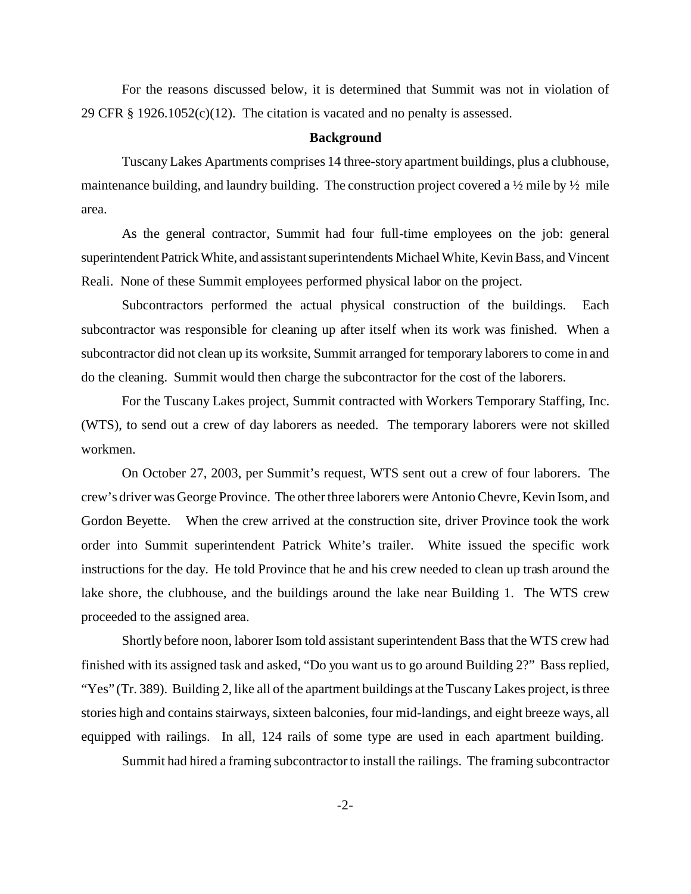For the reasons discussed below, it is determined that Summit was not in violation of 29 CFR § 1926.1052(c)(12). The citation is vacated and no penalty is assessed.

**Background**

Tuscany Lakes Apartments comprises 14 three-story apartment buildings, plus a clubhouse, maintenance building, and laundry building. The construction project covered a ½ mile by ½ mile area.

As the general contractor, Summit had four full-time employees on the job: general superintendent Patrick White, and assistant superintendents Michael White, Kevin Bass, and Vincent Reali. None of these Summit employees performed physical labor on the project.

Subcontractors performed the actual physical construction of the buildings. Each subcontractor was responsible for cleaning up after itself when its work was finished. When a subcontractor did not clean up its worksite, Summit arranged for temporary laborers to come in and do the cleaning. Summit would then charge the subcontractor for the cost of the laborers.

For the Tuscany Lakes project, Summit contracted with Workers Temporary Staffing, Inc. (WTS), to send out a crew of day laborers as needed. The temporary laborers were not skilled workmen.

On October 27, 2003, per Summit's request, WTS sent out a crew of four laborers. The crew's driver was George Province. The other three laborers were Antonio Chevre, Kevin Isom, and Gordon Beyette. When the crew arrived at the construction site, driver Province took the work order into Summit superintendent Patrick White's trailer. White issued the specific work instructions for the day. He told Province that he and his crew needed to clean up trash around the lake shore, the clubhouse, and the buildings around the lake near Building 1. The WTS crew proceeded to the assigned area.

Shortly before noon, laborer Isom told assistant superintendent Bass that the WTS crew had finished with its assigned task and asked, "Do you want us to go around Building 2?" Bass replied, "Yes" (Tr. 389). Building 2, like all of the apartment buildings at the Tuscany Lakes project, is three stories high and contains stairways, sixteen balconies, four mid-landings, and eight breeze ways, all equipped with railings. In all, 124 rails of some type are used in each apartment building.

Summit had hired a framing subcontractor to install the railings. The framing subcontractor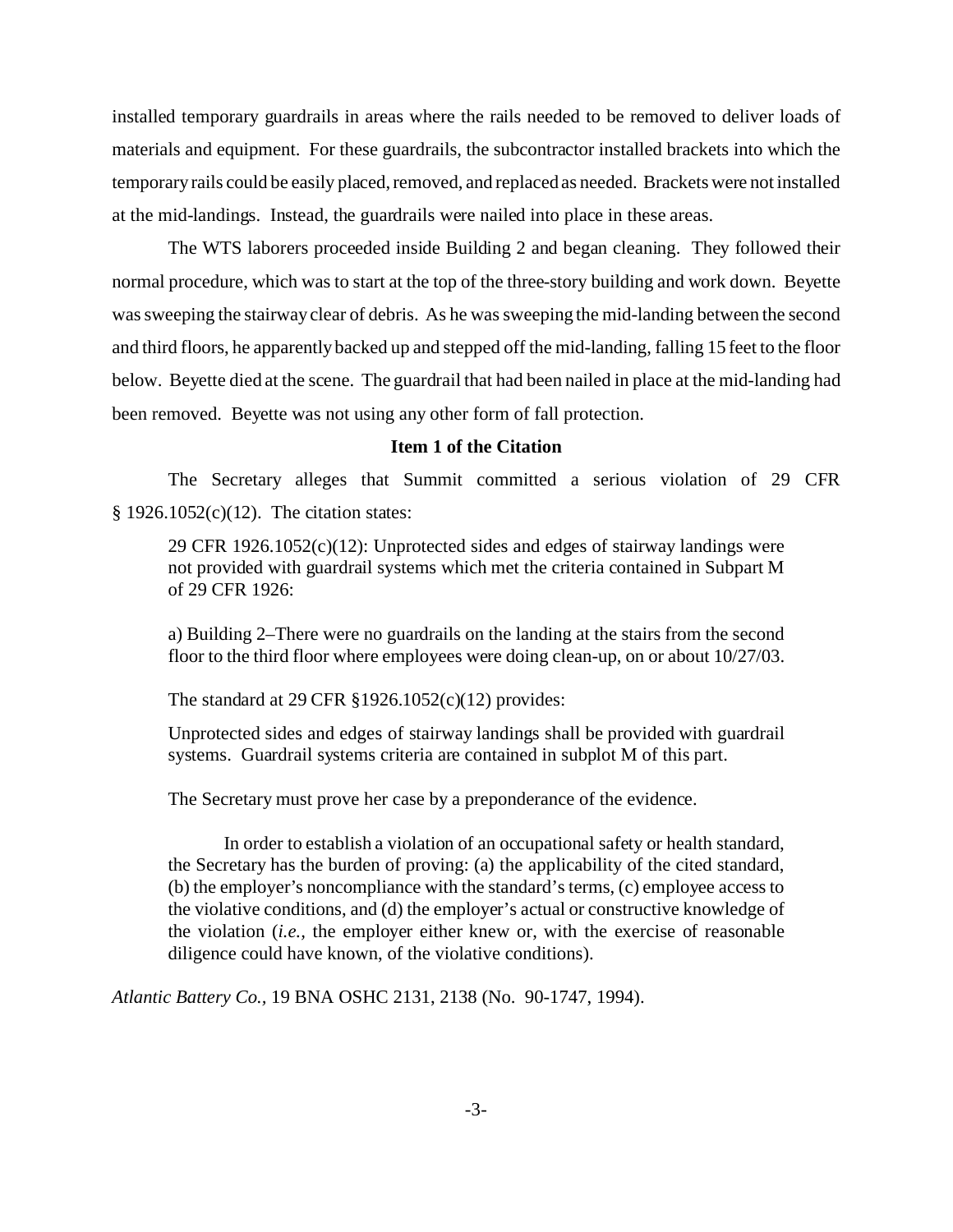installed temporary guardrails in areas where the rails needed to be removed to deliver loads of materials and equipment. For these guardrails, the subcontractor installed brackets into which the temporary rails could be easily placed, removed, and replaced as needed. Brackets were not installed at the mid-landings. Instead, the guardrails were nailed into place in these areas.

The WTS laborers proceeded inside Building 2 and began cleaning. They followed their normal procedure, which was to start at the top of the three-story building and work down. Beyette was sweeping the stairway clear of debris. As he was sweeping the mid-landing between the second and third floors, he apparently backed up and stepped off the mid-landing, falling 15 feet to the floor below. Beyette died at the scene. The guardrail that had been nailed in place at the mid-landing had been removed. Beyette was not using any other form of fall protection.

**Item 1 of the Citation**

The Secretary alleges that Summit committed a serious violation of 29 CFR § 1926.1052(c)(12). The citation states:

> 29 CFR 1926.1052(c)(12): Unprotected sides and edges of stairway landings were not provided with guardrail systems which met the criteria contained in Subpart M of 29 CFR 1926:
>
> a) Building 2–There were no guardrails on the landing at the stairs from the second floor to the third floor where employees were doing clean-up, on or about 10/27/03.

The standard at 29 CFR §1926.1052(c)(12) provides:

> Unprotected sides and edges of stairway landings shall be provided with guardrail systems. Guardrail systems criteria are contained in subplot M of this part.

The Secretary must prove her case by a preponderance of the evidence.

> In order to establish a violation of an occupational safety or health standard, the Secretary has the burden of proving: (a) the applicability of the cited standard, (b) the employer's noncompliance with the standard's terms, (c) employee access to the violative conditions, and (d) the employer's actual or constructive knowledge of the violation (*i.e.*, the employer either knew or, with the exercise of reasonable diligence could have known, of the violative conditions).

*Atlantic Battery Co.*, 19 BNA OSHC 2131, 2138 (No. 90-1747, 1994).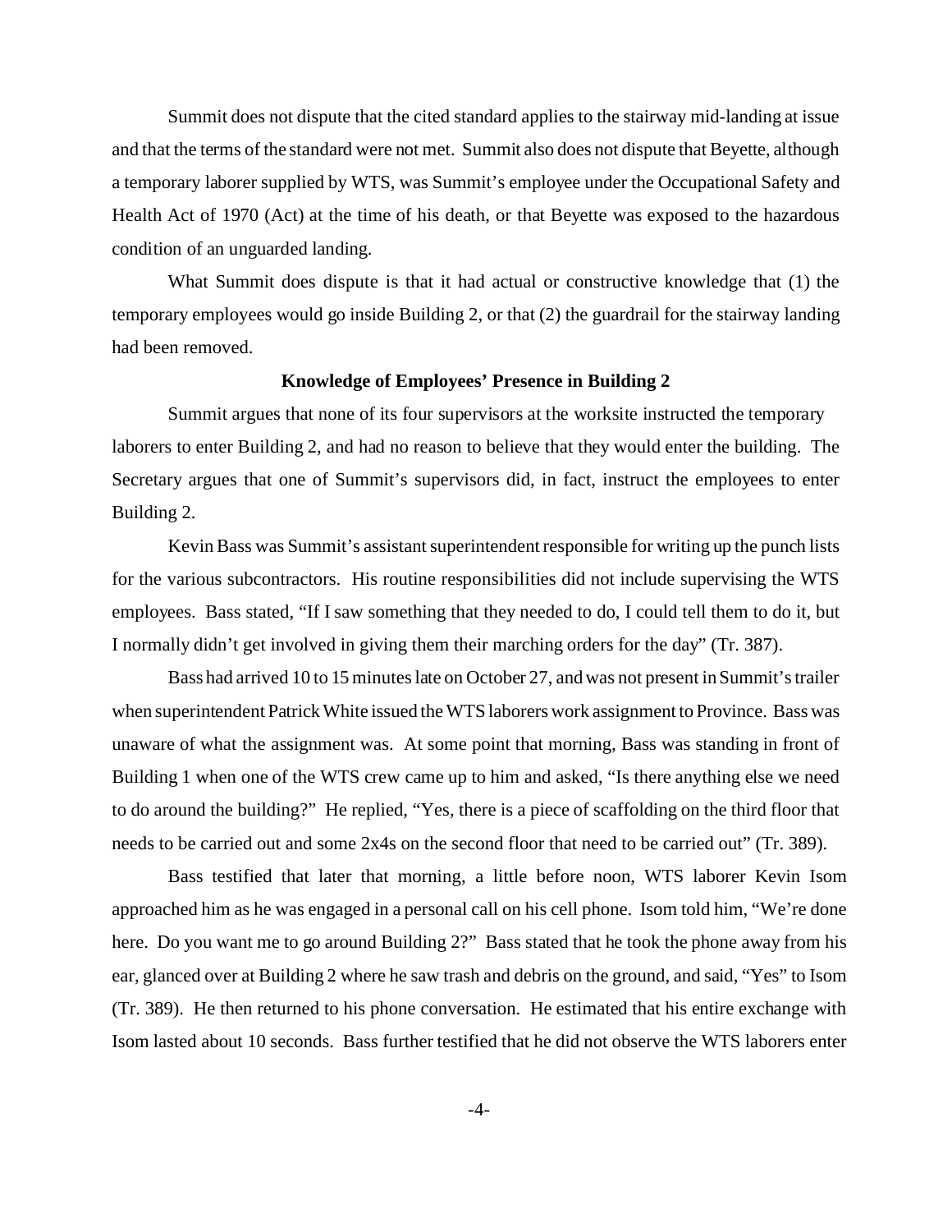Summit does not dispute that the cited standard applies to the stairway mid-landing at issue and that the terms of the standard were not met. Summit also does not dispute that Beyette, although a temporary laborer supplied by WTS, was Summit's employee under the Occupational Safety and Health Act of 1970 (Act) at the time of his death, or that Beyette was exposed to the hazardous condition of an unguarded landing.

What Summit does dispute is that it had actual or constructive knowledge that (1) the temporary employees would go inside Building 2, or that (2) the guardrail for the stairway landing had been removed.

**Knowledge of Employees' Presence in Building 2**

Summit argues that none of its four supervisors at the worksite instructed the temporary laborers to enter Building 2, and had no reason to believe that they would enter the building. The Secretary argues that one of Summit's supervisors did, in fact, instruct the employees to enter Building 2.

Kevin Bass was Summit's assistant superintendent responsible for writing up the punch lists for the various subcontractors. His routine responsibilities did not include supervising the WTS employees. Bass stated, "If I saw something that they needed to do, I could tell them to do it, but I normally didn't get involved in giving them their marching orders for the day" (Tr. 387).

Bass had arrived 10 to 15 minutes late on October 27, and was not present in Summit's trailer when superintendent Patrick White issued the WTS laborers work assignment to Province. Bass was unaware of what the assignment was. At some point that morning, Bass was standing in front of Building 1 when one of the WTS crew came up to him and asked, "Is there anything else we need to do around the building?" He replied, "Yes, there is a piece of scaffolding on the third floor that needs to be carried out and some 2x4s on the second floor that need to be carried out" (Tr. 389).

Bass testified that later that morning, a little before noon, WTS laborer Kevin Isom approached him as he was engaged in a personal call on his cell phone. Isom told him, "We're done here. Do you want me to go around Building 2?" Bass stated that he took the phone away from his ear, glanced over at Building 2 where he saw trash and debris on the ground, and said, "Yes" to Isom (Tr. 389). He then returned to his phone conversation. He estimated that his entire exchange with Isom lasted about 10 seconds. Bass further testified that he did not observe the WTS laborers enter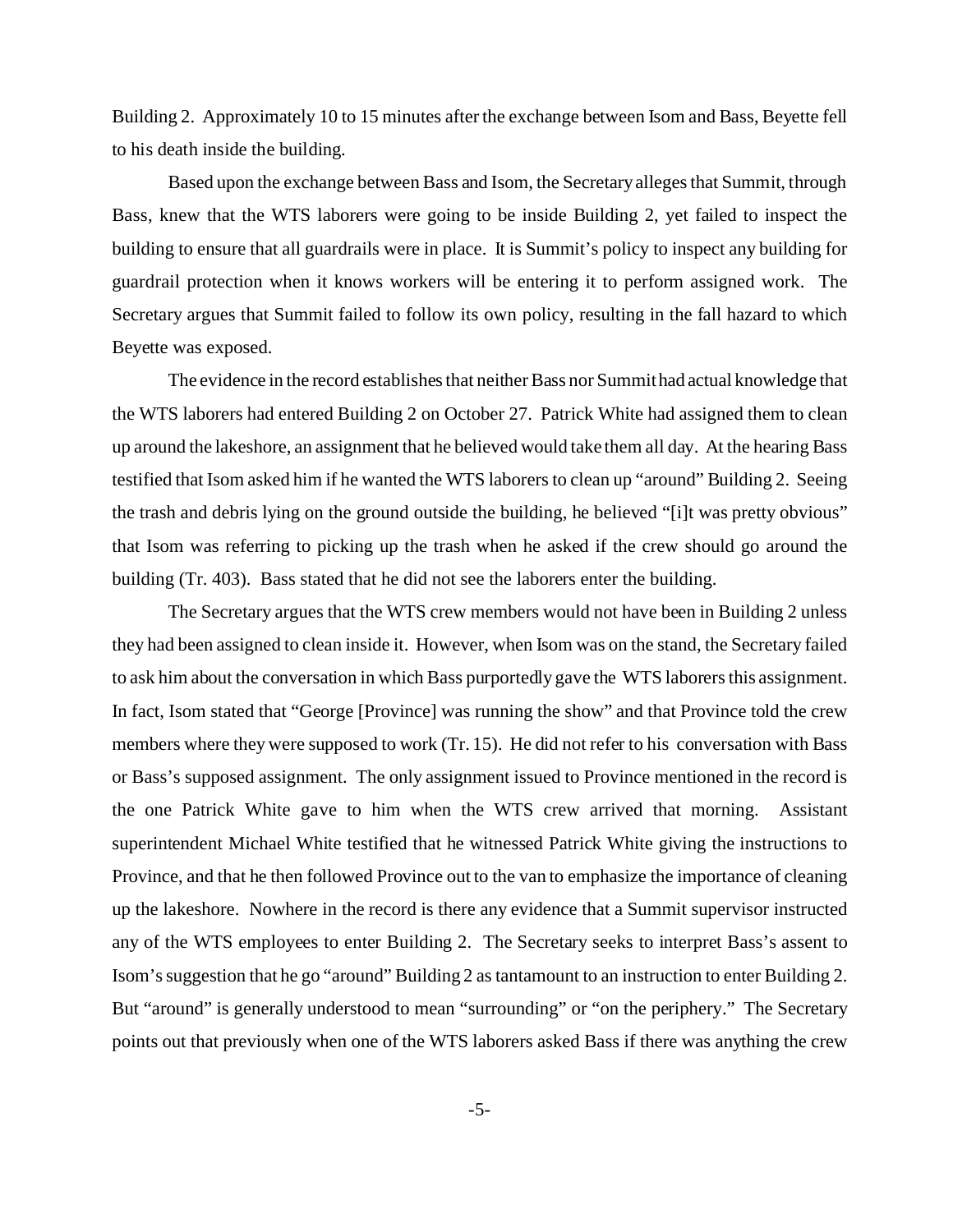Building 2. Approximately 10 to 15 minutes after the exchange between Isom and Bass, Beyette fell to his death inside the building.

Based upon the exchange between Bass and Isom, the Secretary alleges that Summit, through Bass, knew that the WTS laborers were going to be inside Building 2, yet failed to inspect the building to ensure that all guardrails were in place. It is Summit's policy to inspect any building for guardrail protection when it knows workers will be entering it to perform assigned work. The Secretary argues that Summit failed to follow its own policy, resulting in the fall hazard to which Beyette was exposed.

The evidence in the record establishes that neither Bass nor Summit had actual knowledge that the WTS laborers had entered Building 2 on October 27. Patrick White had assigned them to clean up around the lakeshore, an assignment that he believed would take them all day. At the hearing Bass testified that Isom asked him if he wanted the WTS laborers to clean up "around" Building 2. Seeing the trash and debris lying on the ground outside the building, he believed "[i]t was pretty obvious" that Isom was referring to picking up the trash when he asked if the crew should go around the building (Tr. 403). Bass stated that he did not see the laborers enter the building.

The Secretary argues that the WTS crew members would not have been in Building 2 unless they had been assigned to clean inside it. However, when Isom was on the stand, the Secretary failed to ask him about the conversation in which Bass purportedly gave the WTS laborers this assignment. In fact, Isom stated that "George [Province] was running the show" and that Province told the crew members where they were supposed to work (Tr. 15). He did not refer to his conversation with Bass or Bass's supposed assignment. The only assignment issued to Province mentioned in the record is the one Patrick White gave to him when the WTS crew arrived that morning. Assistant superintendent Michael White testified that he witnessed Patrick White giving the instructions to Province, and that he then followed Province out to the van to emphasize the importance of cleaning up the lakeshore. Nowhere in the record is there any evidence that a Summit supervisor instructed any of the WTS employees to enter Building 2. The Secretary seeks to interpret Bass's assent to Isom's suggestion that he go "around" Building 2 as tantamount to an instruction to enter Building 2. But "around" is generally understood to mean "surrounding" or "on the periphery." The Secretary points out that previously when one of the WTS laborers asked Bass if there was anything the crew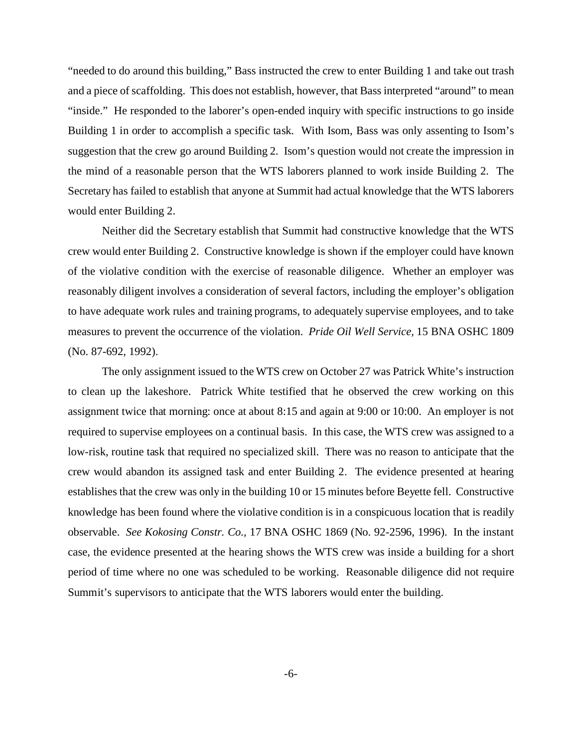"needed to do around this building," Bass instructed the crew to enter Building 1 and take out trash and a piece of scaffolding. This does not establish, however, that Bass interpreted "around" to mean "inside." He responded to the laborer's open-ended inquiry with specific instructions to go inside Building 1 in order to accomplish a specific task. With Isom, Bass was only assenting to Isom's suggestion that the crew go around Building 2. Isom's question would not create the impression in the mind of a reasonable person that the WTS laborers planned to work inside Building 2. The Secretary has failed to establish that anyone at Summit had actual knowledge that the WTS laborers would enter Building 2.

Neither did the Secretary establish that Summit had constructive knowledge that the WTS crew would enter Building 2. Constructive knowledge is shown if the employer could have known of the violative condition with the exercise of reasonable diligence. Whether an employer was reasonably diligent involves a consideration of several factors, including the employer's obligation to have adequate work rules and training programs, to adequately supervise employees, and to take measures to prevent the occurrence of the violation. *Pride Oil Well Service,* 15 BNA OSHC 1809 (No. 87-692, 1992).

The only assignment issued to the WTS crew on October 27 was Patrick White's instruction to clean up the lakeshore. Patrick White testified that he observed the crew working on this assignment twice that morning: once at about 8:15 and again at 9:00 or 10:00. An employer is not required to supervise employees on a continual basis. In this case, the WTS crew was assigned to a low-risk, routine task that required no specialized skill. There was no reason to anticipate that the crew would abandon its assigned task and enter Building 2. The evidence presented at hearing establishes that the crew was only in the building 10 or 15 minutes before Beyette fell. Constructive knowledge has been found where the violative condition is in a conspicuous location that is readily observable. *See Kokosing Constr. Co.,* 17 BNA OSHC 1869 (No. 92-2596, 1996). In the instant case, the evidence presented at the hearing shows the WTS crew was inside a building for a short period of time where no one was scheduled to be working. Reasonable diligence did not require Summit's supervisors to anticipate that the WTS laborers would enter the building.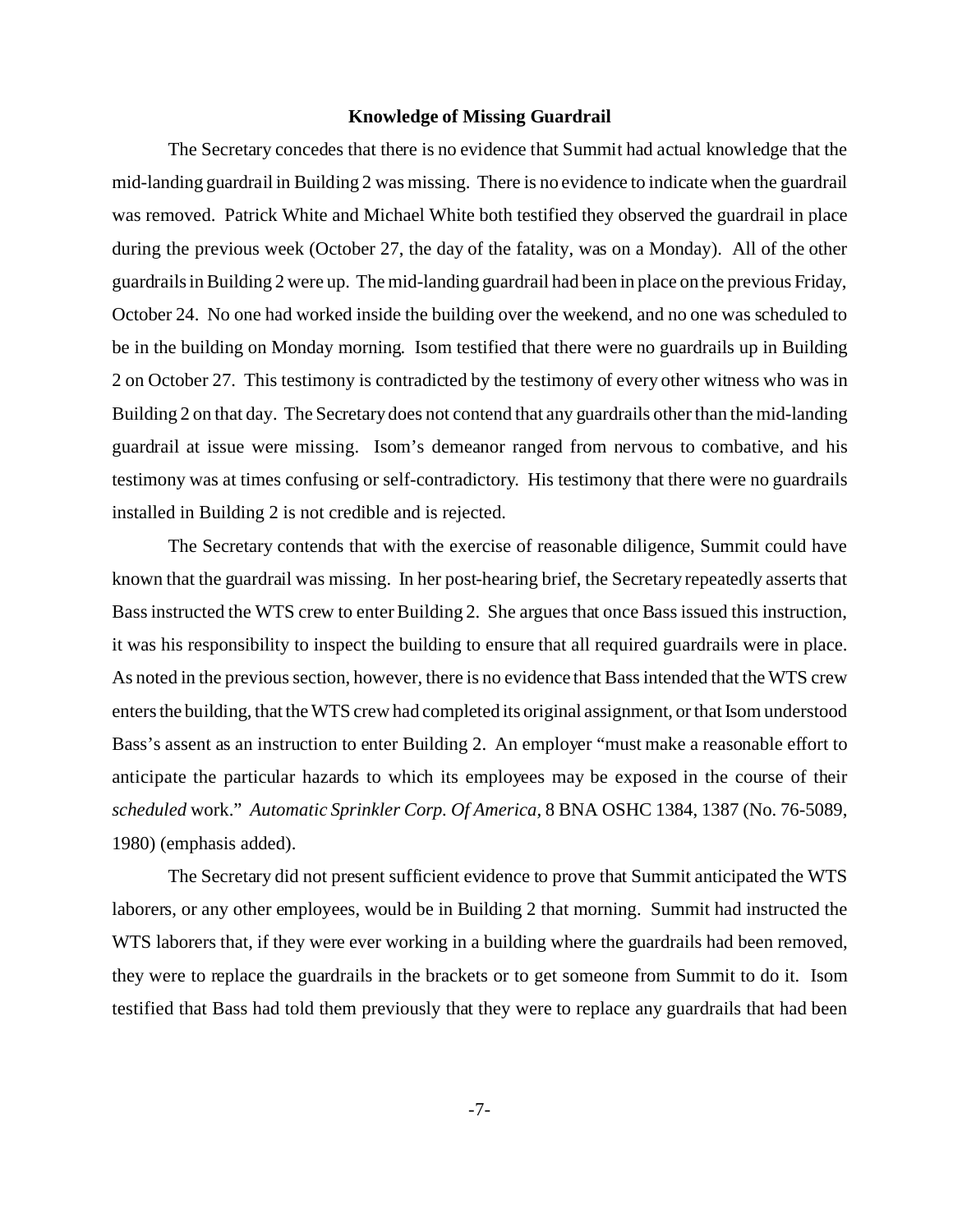## Knowledge of Missing Guardrail

The Secretary concedes that there is no evidence that Summit had actual knowledge that the mid-landing guardrail in Building 2 was missing. There is no evidence to indicate when the guardrail was removed. Patrick White and Michael White both testified they observed the guardrail in place during the previous week (October 27, the day of the fatality, was on a Monday). All of the other guardrails in Building 2 were up. The mid-landing guardrail had been in place on the previous Friday, October 24. No one had worked inside the building over the weekend, and no one was scheduled to be in the building on Monday morning. Isom testified that there were no guardrails up in Building 2 on October 27. This testimony is contradicted by the testimony of every other witness who was in Building 2 on that day. The Secretary does not contend that any guardrails other than the mid-landing guardrail at issue were missing. Isom's demeanor ranged from nervous to combative, and his testimony was at times confusing or self-contradictory. His testimony that there were no guardrails installed in Building 2 is not credible and is rejected.

The Secretary contends that with the exercise of reasonable diligence, Summit could have known that the guardrail was missing. In her post-hearing brief, the Secretary repeatedly asserts that Bass instructed the WTS crew to enter Building 2. She argues that once Bass issued this instruction, it was his responsibility to inspect the building to ensure that all required guardrails were in place. As noted in the previous section, however, there is no evidence that Bass intended that the WTS crew enters the building, that the WTS crew had completed its original assignment, or that Isom understood Bass's assent as an instruction to enter Building 2. An employer "must make a reasonable effort to anticipate the particular hazards to which its employees may be exposed in the course of their *scheduled* work." *Automatic Sprinkler Corp. Of America*, 8 BNA OSHC 1384, 1387 (No. 76-5089, 1980) (emphasis added).

The Secretary did not present sufficient evidence to prove that Summit anticipated the WTS laborers, or any other employees, would be in Building 2 that morning. Summit had instructed the WTS laborers that, if they were ever working in a building where the guardrails had been removed, they were to replace the guardrails in the brackets or to get someone from Summit to do it. Isom testified that Bass had told them previously that they were to replace any guardrails that had been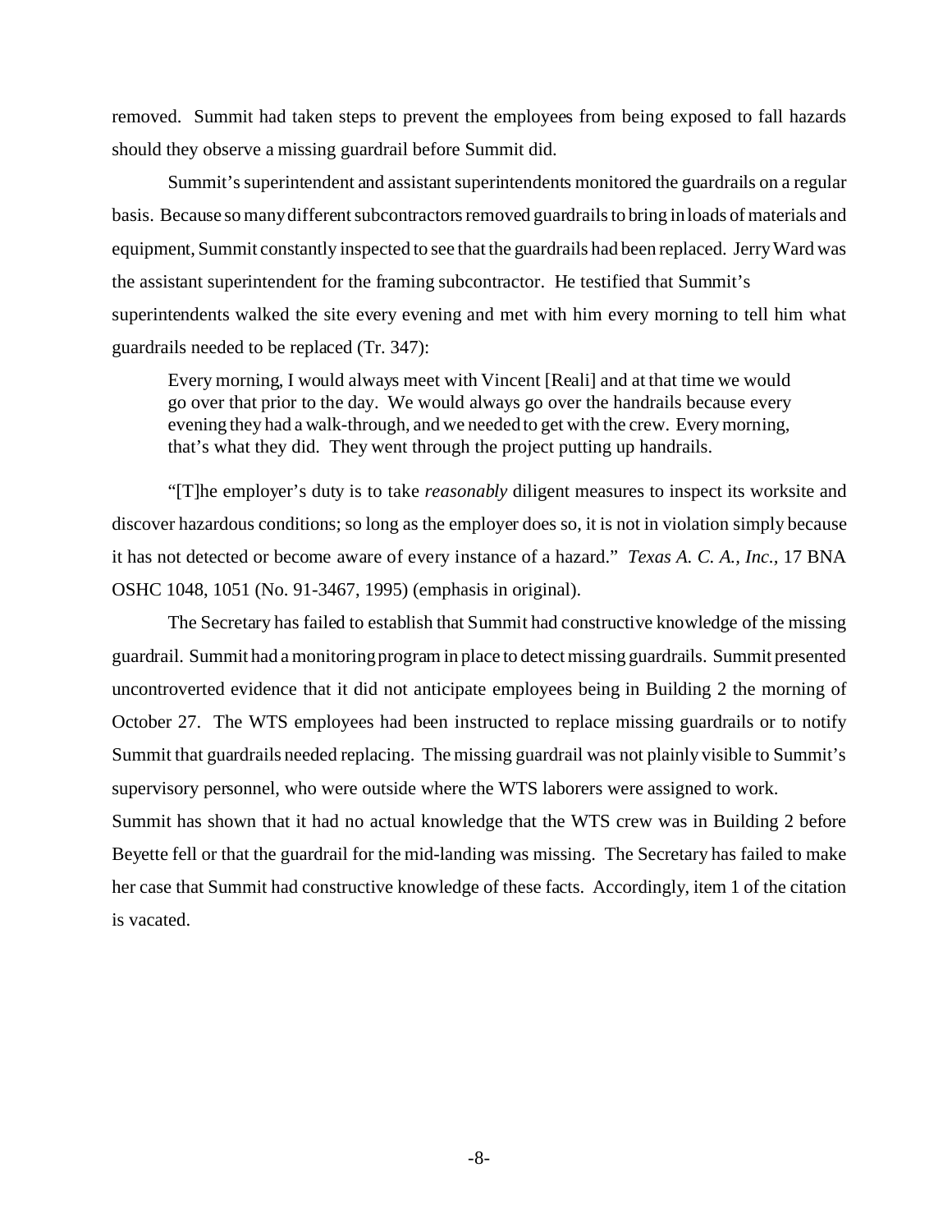removed. Summit had taken steps to prevent the employees from being exposed to fall hazards should they observe a missing guardrail before Summit did.

Summit's superintendent and assistant superintendents monitored the guardrails on a regular basis. Because so many different subcontractors removed guardrails to bring in loads of materials and equipment, Summit constantly inspected to see that the guardrails had been replaced. Jerry Ward was the assistant superintendent for the framing subcontractor. He testified that Summit's superintendents walked the site every evening and met with him every morning to tell him what guardrails needed to be replaced (Tr. 347):

> Every morning, I would always meet with Vincent [Reali] and at that time we would go over that prior to the day. We would always go over the handrails because every evening they had a walk-through, and we needed to get with the crew. Every morning, that's what they did. They went through the project putting up handrails.

"[T]he employer's duty is to take *reasonably* diligent measures to inspect its worksite and discover hazardous conditions; so long as the employer does so, it is not in violation simply because it has not detected or become aware of every instance of a hazard." *Texas A. C. A., Inc.*, 17 BNA OSHC 1048, 1051 (No. 91-3467, 1995) (emphasis in original).

The Secretary has failed to establish that Summit had constructive knowledge of the missing guardrail. Summit had a monitoring program in place to detect missing guardrails. Summit presented uncontroverted evidence that it did not anticipate employees being in Building 2 the morning of October 27. The WTS employees had been instructed to replace missing guardrails or to notify Summit that guardrails needed replacing. The missing guardrail was not plainly visible to Summit's supervisory personnel, who were outside where the WTS laborers were assigned to work.

Summit has shown that it had no actual knowledge that the WTS crew was in Building 2 before Beyette fell or that the guardrail for the mid-landing was missing. The Secretary has failed to make her case that Summit had constructive knowledge of these facts. Accordingly, item 1 of the citation is vacated.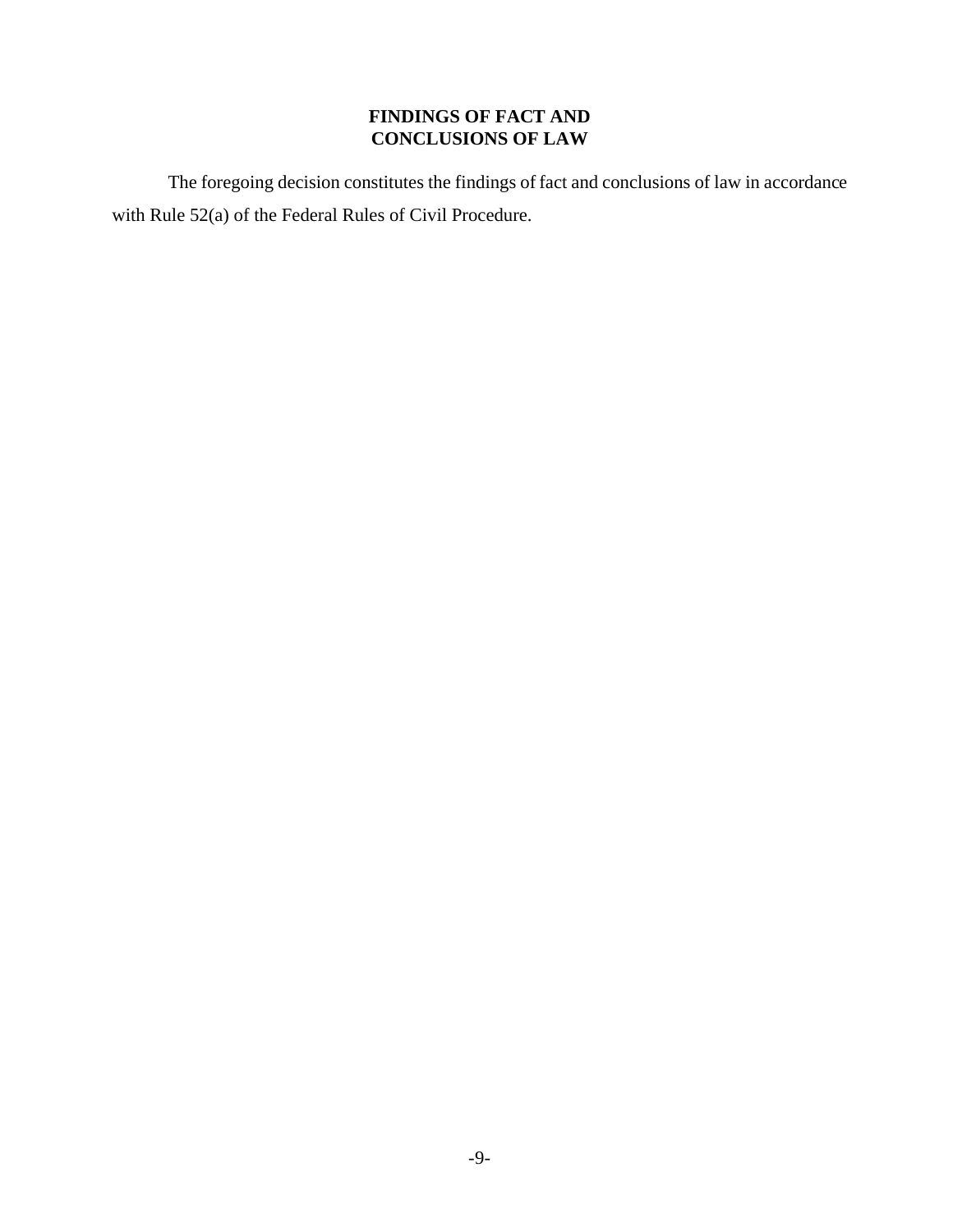## FINDINGS OF FACT AND CONCLUSIONS OF LAW

The foregoing decision constitutes the findings of fact and conclusions of law in accordance with Rule 52(a) of the Federal Rules of Civil Procedure.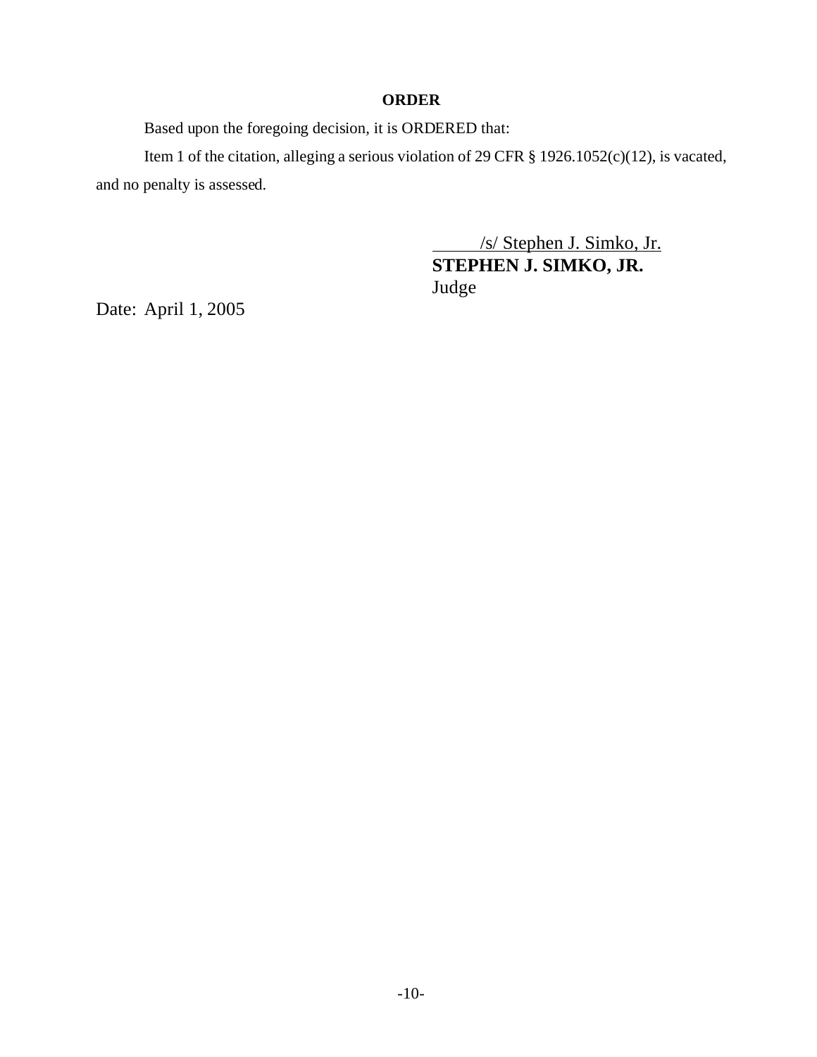**ORDER**

Based upon the foregoing decision, it is ORDERED that:

Item 1 of the citation, alleging a serious violation of 29 CFR § 1926.1052(c)(12), is vacated, and no penalty is assessed.

/s/ Stephen J. Simko, Jr.
**STEPHEN J. SIMKO, JR.**
Judge

Date: April 1, 2005